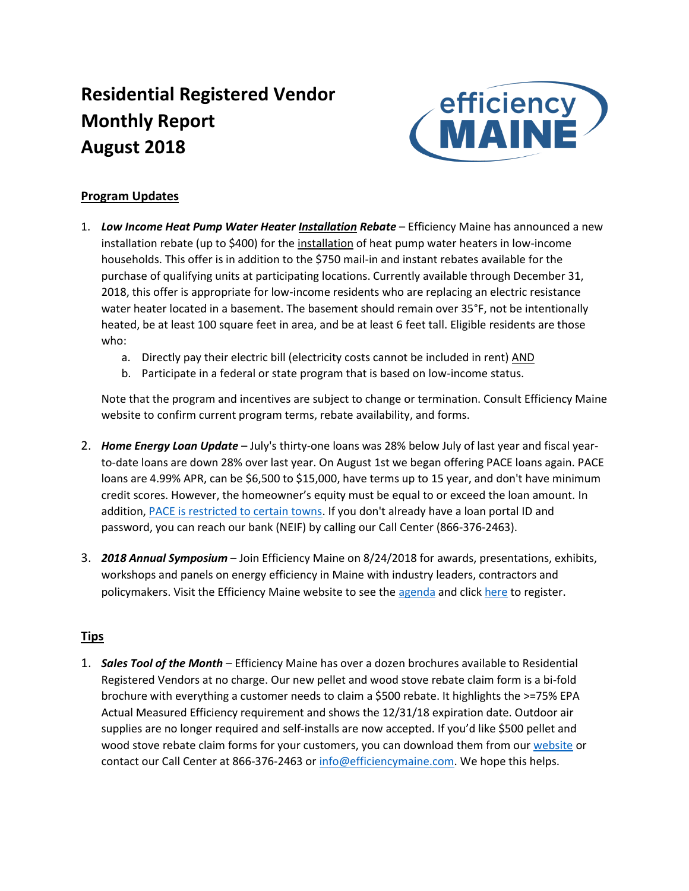# Residential Registered Vendor Monthly Report August 2018

## Program Updates

1. ***Low Income Heat Pump Water Heater Installation Rebate*** – Efficiency Maine has announced a new installation rebate (up to $400) for the installation of heat pump water heaters in low-income households. This offer is in addition to the $750 mail-in and instant rebates available for the purchase of qualifying units at participating locations. Currently available through December 31, 2018, this offer is appropriate for low-income residents who are replacing an electric resistance water heater located in a basement. The basement should remain over 35°F, not be intentionally heated, be at least 100 square feet in area, and be at least 6 feet tall. Eligible residents are those who:
   a. Directly pay their electric bill (electricity costs cannot be included in rent) AND
   b. Participate in a federal or state program that is based on low-income status.

   Note that the program and incentives are subject to change or termination. Consult Efficiency Maine website to confirm current program terms, rebate availability, and forms.

2. ***Home Energy Loan Update*** – July's thirty-one loans was 28% below July of last year and fiscal year-to-date loans are down 28% over last year. On August 1st we began offering PACE loans again. PACE loans are 4.99% APR, can be $6,500 to $15,000, have terms up to 15 year, and don't have minimum credit scores. However, the homeowner's equity must be equal to or exceed the loan amount. In addition, PACE is restricted to certain towns. If you don't already have a loan portal ID and password, you can reach our bank (NEIF) by calling our Call Center (866-376-2463).

3. ***2018 Annual Symposium*** – Join Efficiency Maine on 8/24/2018 for awards, presentations, exhibits, workshops and panels on energy efficiency in Maine with industry leaders, contractors and policymakers. Visit the Efficiency Maine website to see the agenda and click here to register.

## Tips

1. ***Sales Tool of the Month*** – Efficiency Maine has over a dozen brochures available to Residential Registered Vendors at no charge. Our new pellet and wood stove rebate claim form is a bi-fold brochure with everything a customer needs to claim a $500 rebate. It highlights the >=75% EPA Actual Measured Efficiency requirement and shows the 12/31/18 expiration date. Outdoor air supplies are no longer required and self-installs are now accepted. If you'd like $500 pellet and wood stove rebate claim forms for your customers, you can download them from our website or contact our Call Center at 866-376-2463 or info@efficiencymaine.com. We hope this helps.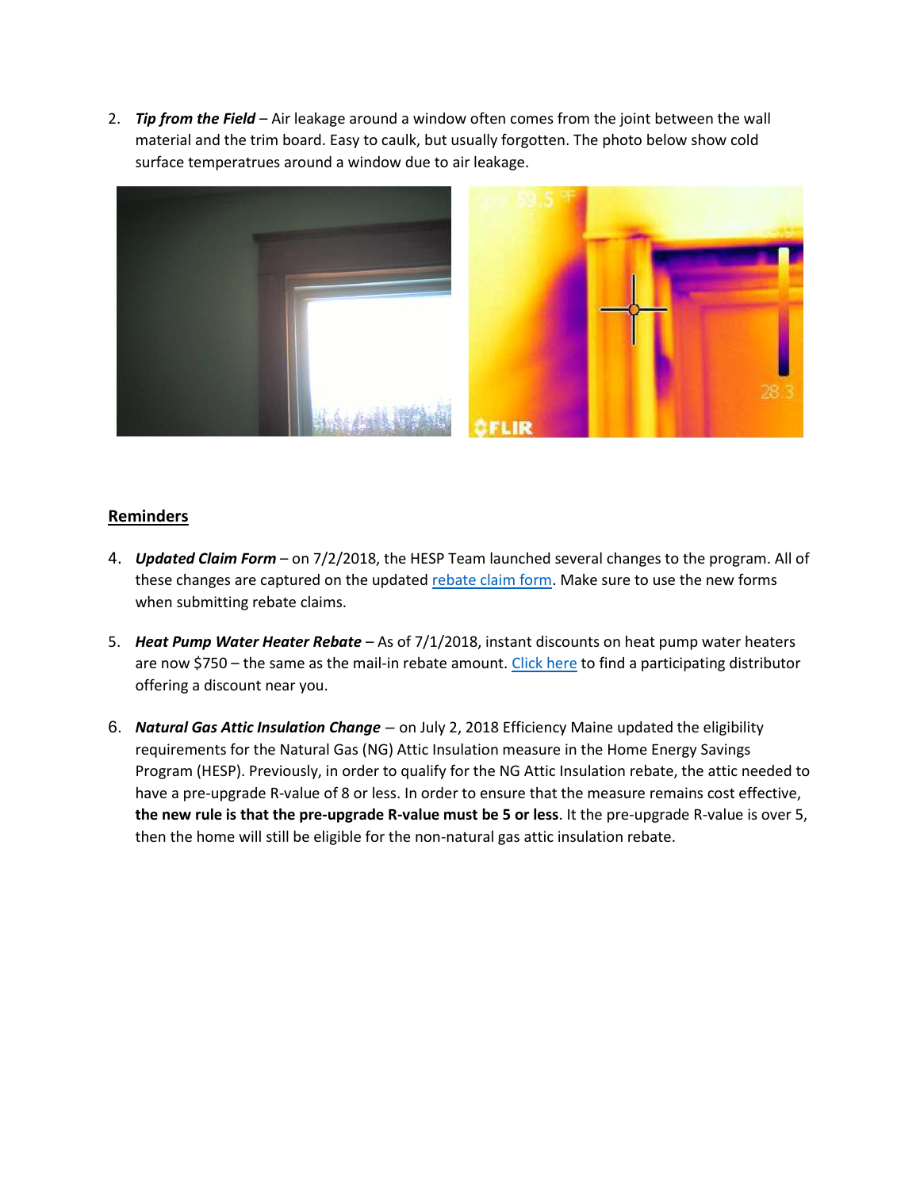2. ***Tip from the Field*** – Air leakage around a window often comes from the joint between the wall material and the trim board. Easy to caulk, but usually forgotten. The photo below show cold surface temperatrues around a window due to air leakage.

## Reminders

4. ***Updated Claim Form*** – on 7/2/2018, the HESP Team launched several changes to the program. All of these changes are captured on the updated rebate claim form. Make sure to use the new forms when submitting rebate claims.

5. ***Heat Pump Water Heater Rebate*** – As of 7/1/2018, instant discounts on heat pump water heaters are now $750 – the same as the mail-in rebate amount. Click here to find a participating distributor offering a discount near you.

6. ***Natural Gas Attic Insulation Change*** – on July 2, 2018 Efficiency Maine updated the eligibility requirements for the Natural Gas (NG) Attic Insulation measure in the Home Energy Savings Program (HESP). Previously, in order to qualify for the NG Attic Insulation rebate, the attic needed to have a pre-upgrade R-value of 8 or less. In order to ensure that the measure remains cost effective, **the new rule is that the pre-upgrade R-value must be 5 or less**. It the pre-upgrade R-value is over 5, then the home will still be eligible for the non-natural gas attic insulation rebate.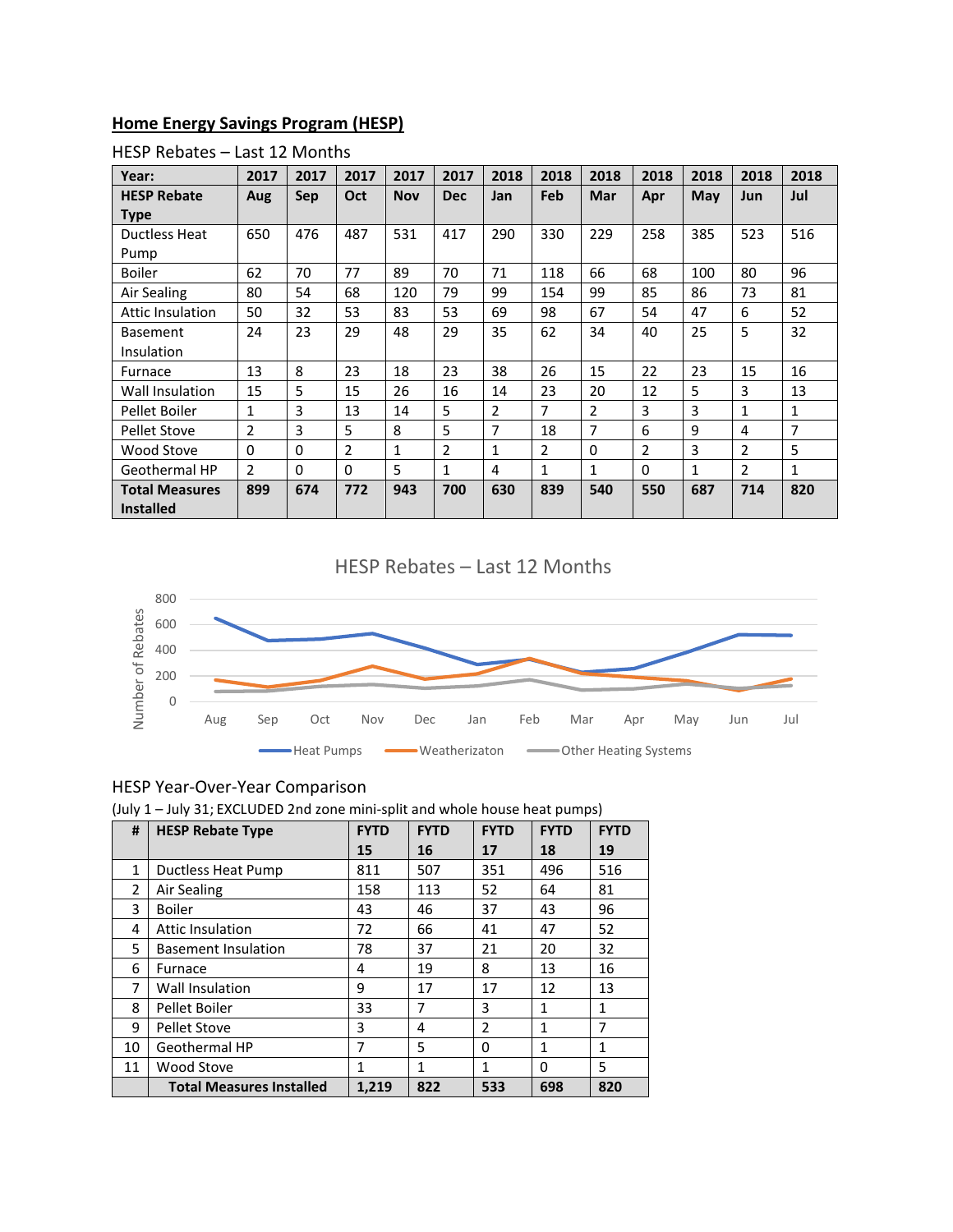## Home Energy Savings Program (HESP)

HESP Rebates – Last 12 Months

| Year: | 2017 | 2017 | 2017 | 2017 | 2017 | 2018 | 2018 | 2018 | 2018 | 2018 | 2018 | 2018 |
|---|---|---|---|---|---|---|---|---|---|---|---|---|
| **HESP Rebate Type** | **Aug** | **Sep** | **Oct** | **Nov** | **Dec** | **Jan** | **Feb** | **Mar** | **Apr** | **May** | **Jun** | **Jul** |
| Ductless Heat Pump | 650 | 476 | 487 | 531 | 417 | 290 | 330 | 229 | 258 | 385 | 523 | 516 |
| Boiler | 62 | 70 | 77 | 89 | 70 | 71 | 118 | 66 | 68 | 100 | 80 | 96 |
| Air Sealing | 80 | 54 | 68 | 120 | 79 | 99 | 154 | 99 | 85 | 86 | 73 | 81 |
| Attic Insulation | 50 | 32 | 53 | 83 | 53 | 69 | 98 | 67 | 54 | 47 | 6 | 52 |
| Basement Insulation | 24 | 23 | 29 | 48 | 29 | 35 | 62 | 34 | 40 | 25 | 5 | 32 |
| Furnace | 13 | 8 | 23 | 18 | 23 | 38 | 26 | 15 | 22 | 23 | 15 | 16 |
| Wall Insulation | 15 | 5 | 15 | 26 | 16 | 14 | 23 | 20 | 12 | 5 | 3 | 13 |
| Pellet Boiler | 1 | 3 | 13 | 14 | 5 | 2 | 7 | 2 | 3 | 3 | 1 | 1 |
| Pellet Stove | 2 | 3 | 5 | 8 | 5 | 7 | 18 | 7 | 6 | 9 | 4 | 7 |
| Wood Stove | 0 | 0 | 2 | 1 | 2 | 1 | 2 | 0 | 2 | 3 | 2 | 5 |
| Geothermal HP | 2 | 0 | 0 | 5 | 1 | 4 | 1 | 1 | 0 | 1 | 2 | 1 |
| **Total Measures Installed** | **899** | **674** | **772** | **943** | **700** | **630** | **839** | **540** | **550** | **687** | **714** | **820** |

HESP Rebates – Last 12 Months

Number of Rebates

800
600
400
200
0

Aug Sep Oct Nov Dec Jan Feb Mar Apr May Jun Jul

Heat Pumps
Weatherizaton
Other Heating Systems

HESP Year-Over-Year Comparison

(July 1 – July 31; EXCLUDED 2nd zone mini-split and whole house heat pumps)

| # | HESP Rebate Type | FYTD 15 | FYTD 16 | FYTD 17 | FYTD 18 | FYTD 19 |
|---|---|---|---|---|---|---|
| 1 | Ductless Heat Pump | 811 | 507 | 351 | 496 | 516 |
| 2 | Air Sealing | 158 | 113 | 52 | 64 | 81 |
| 3 | Boiler | 43 | 46 | 37 | 43 | 96 |
| 4 | Attic Insulation | 72 | 66 | 41 | 47 | 52 |
| 5 | Basement Insulation | 78 | 37 | 21 | 20 | 32 |
| 6 | Furnace | 4 | 19 | 8 | 13 | 16 |
| 7 | Wall Insulation | 9 | 17 | 17 | 12 | 13 |
| 8 | Pellet Boiler | 33 | 7 | 3 | 1 | 1 |
| 9 | Pellet Stove | 3 | 4 | 2 | 1 | 7 |
| 10 | Geothermal HP | 7 | 5 | 0 | 1 | 1 |
| 11 | Wood Stove | 1 | 1 | 1 | 0 | 5 |
| | **Total Measures Installed** | **1,219** | **822** | **533** | **698** | **820** |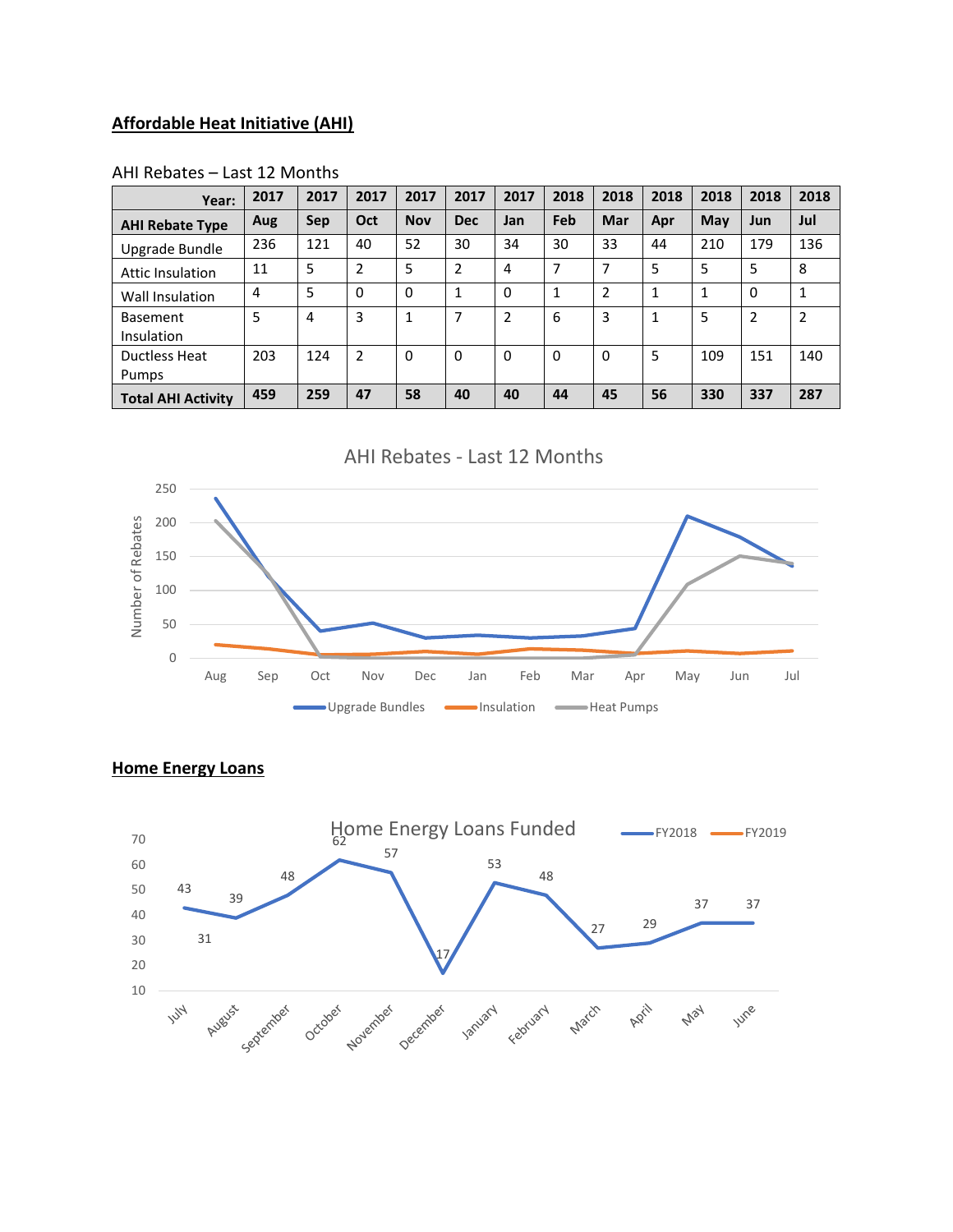## Affordable Heat Initiative (AHI)

AHI Rebates – Last 12 Months

| Year: | 2017 | 2017 | 2017 | 2017 | 2017 | 2017 | 2018 | 2018 | 2018 | 2018 | 2018 | 2018 |
|---|---|---|---|---|---|---|---|---|---|---|---|---|
| **AHI Rebate Type** | **Aug** | **Sep** | **Oct** | **Nov** | **Dec** | **Jan** | **Feb** | **Mar** | **Apr** | **May** | **Jun** | **Jul** |
| Upgrade Bundle | 236 | 121 | 40 | 52 | 30 | 34 | 30 | 33 | 44 | 210 | 179 | 136 |
| Attic Insulation | 11 | 5 | 2 | 5 | 2 | 4 | 7 | 7 | 5 | 5 | 5 | 8 |
| Wall Insulation | 4 | 5 | 0 | 0 | 1 | 0 | 1 | 2 | 1 | 1 | 0 | 1 |
| Basement Insulation | 5 | 4 | 3 | 1 | 7 | 2 | 6 | 3 | 1 | 5 | 2 | 2 |
| Ductless Heat Pumps | 203 | 124 | 2 | 0 | 0 | 0 | 0 | 0 | 5 | 109 | 151 | 140 |
| **Total AHI Activity** | **459** | **259** | **47** | **58** | **40** | **40** | **44** | **45** | **56** | **330** | **337** | **287** |

AHI Rebates - Last 12 Months

Number of Rebates

250
200
150
100
50
0

Aug Sep Oct Nov Dec Jan Feb Mar Apr May Jun Jul

Upgrade Bundles Insulation Heat Pumps

## Home Energy Loans

Home Energy Loans Funded

FY2018 FY2019

70
60
50
40
30
20
10

43 31 39 48 62 57 17 53 48 27 29 37 37

July August September October November December January February March April May June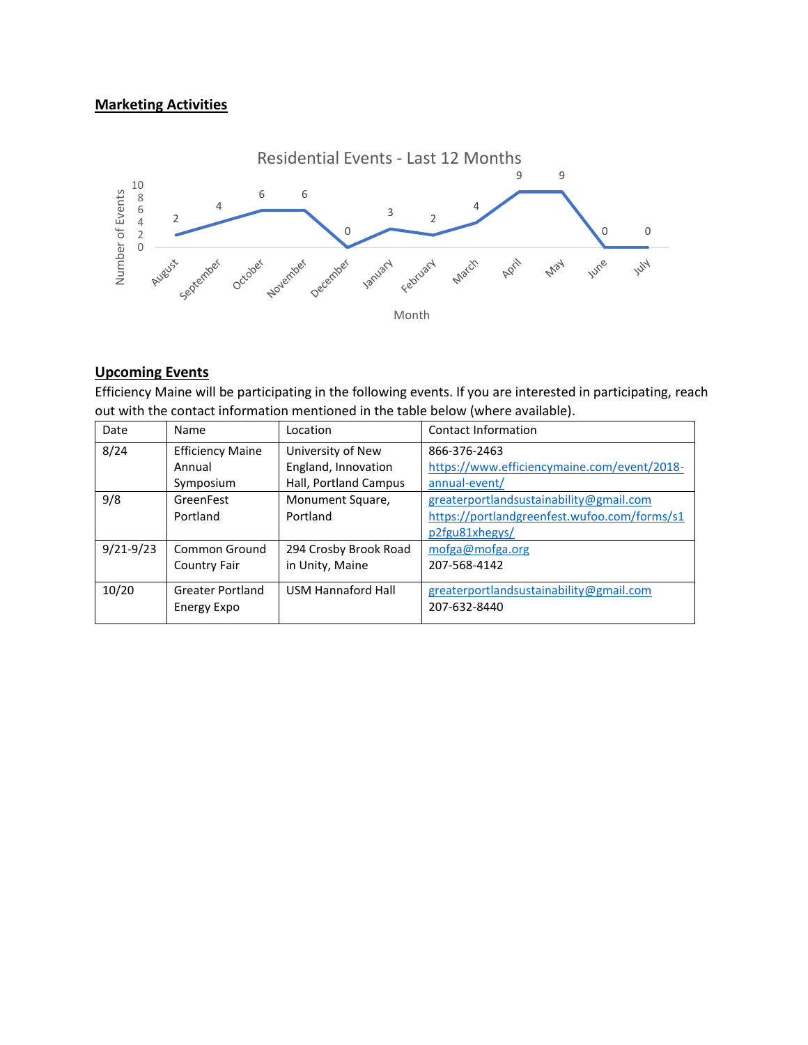## Marketing Activities

Residential Events - Last 12 Months

Number of Events

10
8
6
4
2
0

2
4
6
6
0
3
2
4
9
9
0
0

August
September
October
November
December
January
February
March
April
May
June
July

Month

## Upcoming Events

Efficiency Maine will be participating in the following events. If you are interested in participating, reach out with the contact information mentioned in the table below (where available).

| Date | Name | Location | Contact Information |
|---|---|---|---|
| 8/24 | Efficiency Maine Annual Symposium | University of New England, Innovation Hall, Portland Campus | 866-376-2463<br>https://www.efficiencymaine.com/event/2018-annual-event/ |
| 9/8 | GreenFest Portland | Monument Square, Portland | greaterportlandsustainability@gmail.com<br>https://portlandgreenfest.wufoo.com/forms/s1p2fgu81xhegys/ |
| 9/21-9/23 | Common Ground Country Fair | 294 Crosby Brook Road in Unity, Maine | mofga@mofga.org<br>207-568-4142 |
| 10/20 | Greater Portland Energy Expo | USM Hannaford Hall | greaterportlandsustainability@gmail.com<br>207-632-8440 |